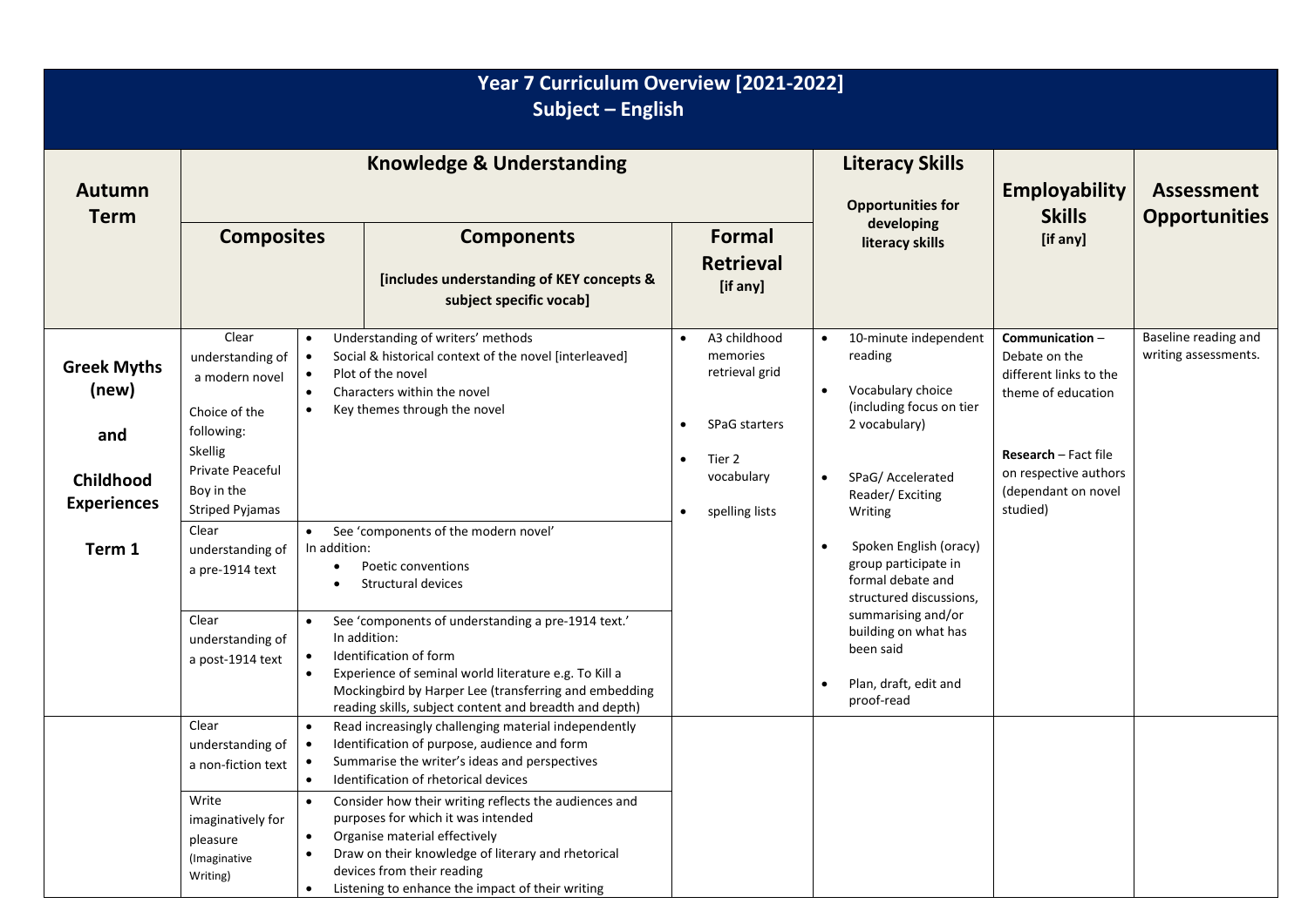# Year 7 Curriculum Overview [2021-2022]
## Subject – English

| Autumn Term | Knowledge & Understanding | | | Literacy Skills<br>Opportunities for developing literacy skills | Employability Skills [if any] | Assessment Opportunities |
|---|---|---|---|---|---|---|
| | **Composites** | **Components**<br>[includes understanding of KEY concepts & subject specific vocab] | **Formal Retrieval** [if any] | | | |
| **Greek Myths (new)**<br><br>**and**<br><br>**Childhood Experiences**<br><br>**Term 1** | Clear understanding of a modern novel<br><br>Choice of the following:<br>Skellig<br>Private Peaceful<br>Boy in the Striped Pyjamas | • Understanding of writers' methods<br>• Social & historical context of the novel [interleaved]<br>• Plot of the novel<br>• Characters within the novel<br>• Key themes through the novel | • A3 childhood memories retrieval grid<br><br>• SPaG starters<br><br>• Tier 2 vocabulary<br><br>• spelling lists | • 10-minute independent reading<br><br>• Vocabulary choice (including focus on tier 2 vocabulary)<br><br>• SPaG/ Accelerated Reader/ Exciting Writing<br><br>• Spoken English (oracy) group participate in formal debate and structured discussions, summarising and/or building on what has been said<br><br>• Plan, draft, edit and proof-read | **Communication** – Debate on the different links to the theme of education<br><br>**Research** – Fact file on respective authors (dependant on novel studied) | Baseline reading and writing assessments. |
| | Clear understanding of a pre-1914 text | • See 'components of the modern novel'<br>In addition:<br>• Poetic conventions<br>• Structural devices | | | | |
| | Clear understanding of a post-1914 text | • See 'components of understanding a pre-1914 text.'<br>In addition:<br>• Identification of form<br>• Experience of seminal world literature e.g. To Kill a Mockingbird by Harper Lee (transferring and embedding reading skills, subject content and breadth and depth) | | | | |
| | Clear understanding of a non-fiction text | • Read increasingly challenging material independently<br>• Identification of purpose, audience and form<br>• Summarise the writer's ideas and perspectives<br>• Identification of rhetorical devices | | | | |
| | Write imaginatively for pleasure (Imaginative Writing) | • Consider how their writing reflects the audiences and purposes for which it was intended<br>• Organise material effectively<br>• Draw on their knowledge of literary and rhetorical devices from their reading<br>• Listening to enhance the impact of their writing | | | | |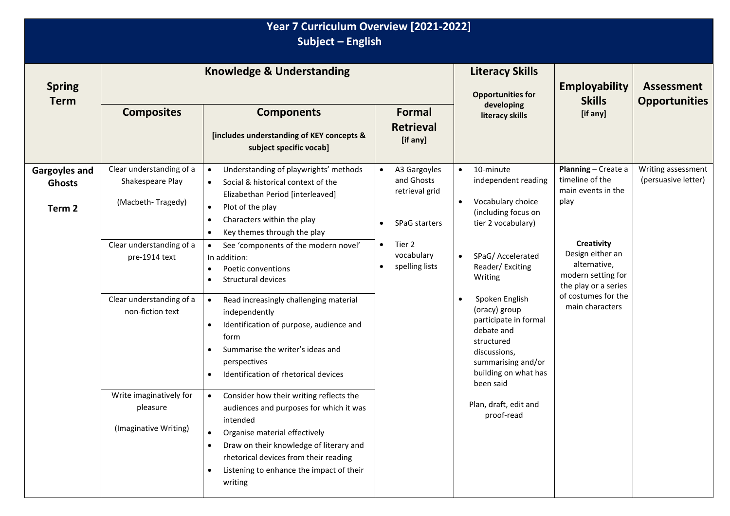# Year 7 Curriculum Overview [2021-2022]
## Subject – English

| Spring Term | Knowledge & Understanding | | | Literacy Skills<br>Opportunities for developing literacy skills | Employability Skills<br>[if any] | Assessment Opportunities |
|---|---|---|---|---|---|---|
| | Composites | Components<br>[includes understanding of KEY concepts & subject specific vocab] | Formal Retrieval<br>[if any] | | | |
| **Gargoyles and Ghosts**<br><br>**Term 2** | Clear understanding of a Shakespeare Play<br><br>(Macbeth- Tragedy) | • Understanding of playwrights' methods<br>• Social & historical context of the Elizabethan Period [interleaved]<br>• Plot of the play<br>• Characters within the play<br>• Key themes through the play | • A3 Gargoyles and Ghosts retrieval grid<br><br>• SPaG starters<br><br>• Tier 2 vocabulary<br>• spelling lists | • 10-minute independent reading<br><br>• Vocabulary choice (including focus on tier 2 vocabulary)<br><br>• SPaG/ Accelerated Reader/ Exciting Writing<br><br>• Spoken English (oracy) group participate in formal debate and structured discussions, summarising and/or building on what has been said<br><br>Plan, draft, edit and proof-read | **Planning** – Create a timeline of the main events in the play<br><br>**Creativity**<br>Design either an alternative, modern setting for the play or a series of costumes for the main characters | Writing assessment (persuasive letter) |
| | Clear understanding of a pre-1914 text | • See 'components of the modern novel'<br>In addition:<br>• Poetic conventions<br>• Structural devices | | | | |
| | Clear understanding of a non-fiction text | • Read increasingly challenging material independently<br>• Identification of purpose, audience and form<br>• Summarise the writer's ideas and perspectives<br>• Identification of rhetorical devices | | | | |
| | Write imaginatively for pleasure<br><br>(Imaginative Writing) | • Consider how their writing reflects the audiences and purposes for which it was intended<br>• Organise material effectively<br>• Draw on their knowledge of literary and rhetorical devices from their reading<br>• Listening to enhance the impact of their writing | | | | |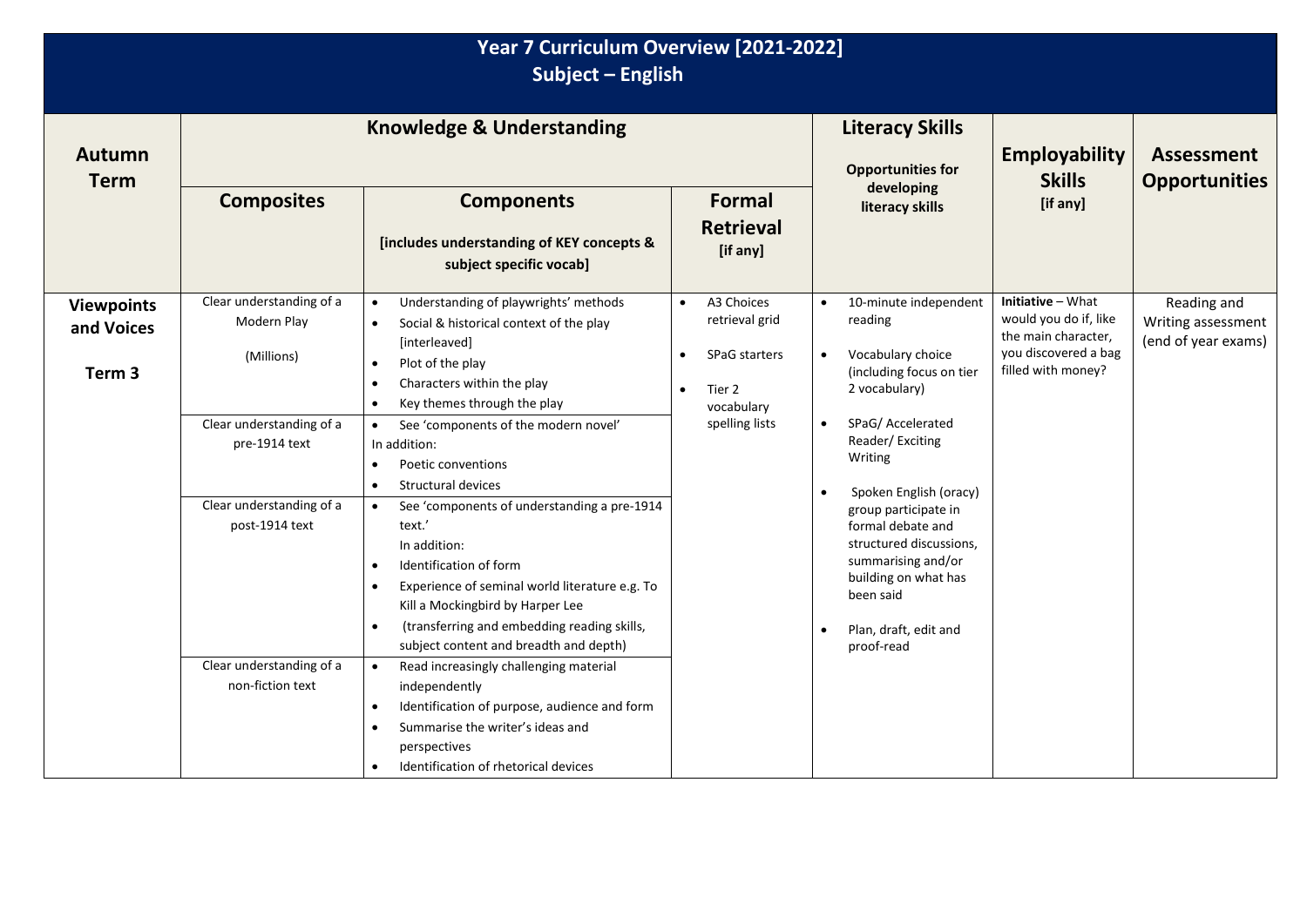# Year 7 Curriculum Overview [2021-2022]
## Subject – English

| Autumn Term | Knowledge & Understanding | | | Literacy Skills<br>Opportunities for developing literacy skills | Employability Skills [if any] | Assessment Opportunities |
|---|---|---|---|---|---|---|
| | **Composites** | **Components**<br>[includes understanding of KEY concepts & subject specific vocab] | **Formal Retrieval** [if any] | | | |
| **Viewpoints and Voices**<br><br>**Term 3** | Clear understanding of a Modern Play<br><br>(Millions) | • Understanding of playwrights' methods<br>• Social & historical context of the play [interleaved]<br>• Plot of the play<br>• Characters within the play<br>• Key themes through the play | • A3 Choices retrieval grid<br>• SPaG starters<br>• Tier 2 vocabulary spelling lists | • 10-minute independent reading<br>• Vocabulary choice (including focus on tier 2 vocabulary)<br>• SPaG/ Accelerated Reader/ Exciting Writing<br>• Spoken English (oracy) group participate in formal debate and structured discussions, summarising and/or building on what has been said<br>• Plan, draft, edit and proof-read | **Initiative** – What would you do if, like the main character, you discovered a bag filled with money? | Reading and Writing assessment (end of year exams) |
| | Clear understanding of a pre-1914 text | • See 'components of the modern novel'<br>In addition:<br>• Poetic conventions<br>• Structural devices | | | | |
| | Clear understanding of a post-1914 text | • See 'components of understanding a pre-1914 text.'<br>In addition:<br>• Identification of form<br>• Experience of seminal world literature e.g. To Kill a Mockingbird by Harper Lee<br>• (transferring and embedding reading skills, subject content and breadth and depth) | | | | |
| | Clear understanding of a non-fiction text | • Read increasingly challenging material independently<br>• Identification of purpose, audience and form<br>• Summarise the writer's ideas and perspectives<br>• Identification of rhetorical devices | | | | |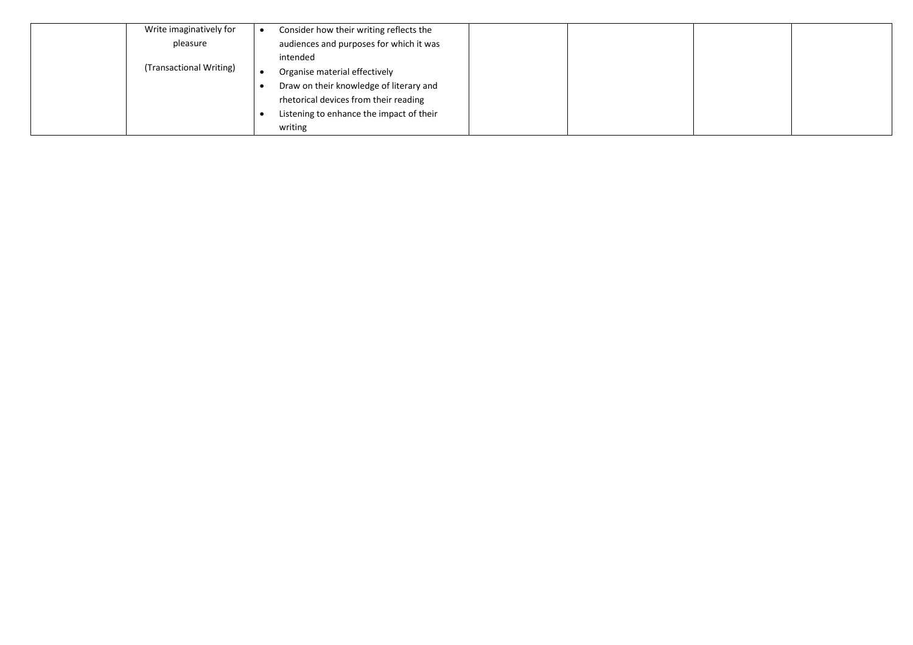| | | | | | | |
|---|---|---|---|---|---|---|
| | Write imaginatively for pleasure<br><br>(Transactional Writing) | • Consider how their writing reflects the audiences and purposes for which it was intended<br>• Organise material effectively<br>• Draw on their knowledge of literary and rhetorical devices from their reading<br>• Listening to enhance the impact of their writing | | | | |